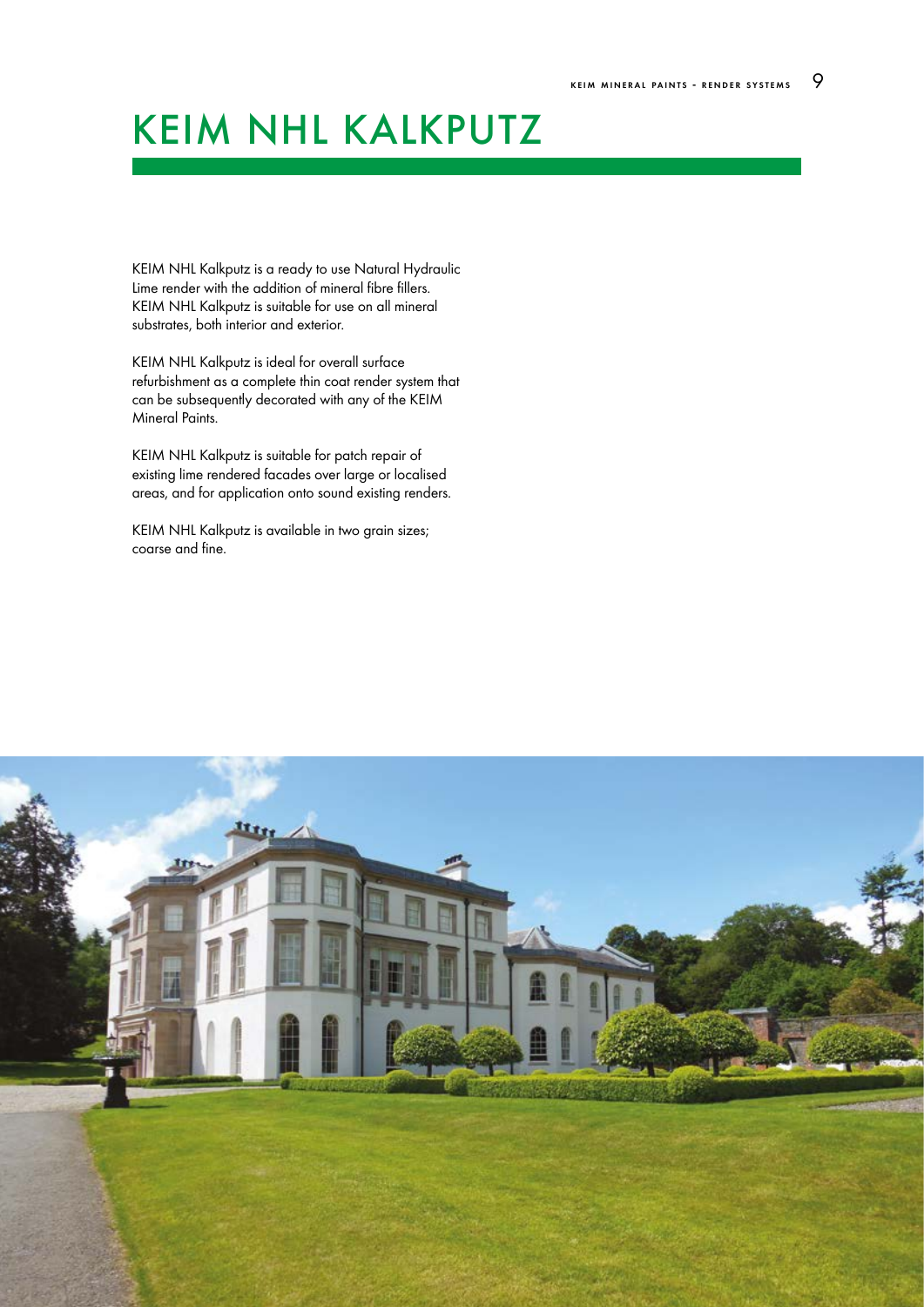# KEIM NHL KALKPUTZ

KEIM NHL Kalkputz is a ready to use Natural Hydraulic Lime render with the addition of mineral fibre fillers. KEIM NHL Kalkputz is suitable for use on all mineral substrates, both interior and exterior.

KEIM NHL Kalkputz is ideal for overall surface refurbishment as a complete thin coat render system that can be subsequently decorated with any of the KEIM Mineral Paints.

KEIM NHL Kalkputz is suitable for patch repair of existing lime rendered facades over large or localised areas, and for application onto sound existing renders.

KEIM NHL Kalkputz is available in two grain sizes; coarse and fine.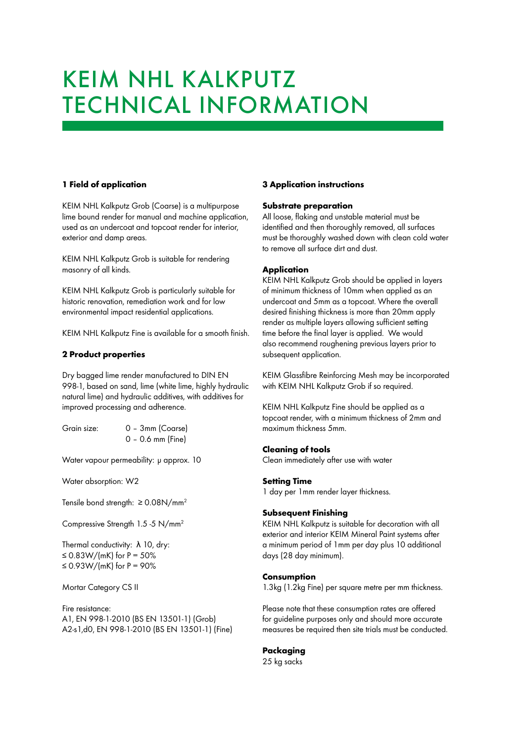# KEIM NHL KALKPUTZ TECHNICAL INFORMATION

**1 Field of application**

KEIM NHL Kalkputz Grob (Coarse) is a multipurpose lime bound render for manual and machine application, used as an undercoat and topcoat render for interior, exterior and damp areas.

KEIM NHL Kalkputz Grob is suitable for rendering masonry of all kinds.

KEIM NHL Kalkputz Grob is particularly suitable for historic renovation, remediation work and for low environmental impact residential applications.

KEIM NHL Kalkputz Fine is available for a smooth finish.

**2 Product properties**

Dry bagged lime render manufactured to DIN EN 998-1, based on sand, lime (white lime, highly hydraulic natural lime) and hydraulic additives, with additives for improved processing and adherence.

Grain size: 0 – 3mm (Coarse)
0 – 0.6 mm (Fine)

Water vapour permeability: μ approx. 10

Water absorption: W2

Tensile bond strength: ≥ 0.08N/mm$^2$

Compressive Strength 1.5 -5 N/mm$^2$

Thermal conductivity: λ 10, dry:
≤ 0.83W/(mK) for P = 50%
≤ 0.93W/(mK) for P = 90%

Mortar Category CS II

Fire resistance:
A1, EN 998-1-2010 (BS EN 13501-1) (Grob)
A2-s1,d0, EN 998-1-2010 (BS EN 13501-1) (Fine)

**3 Application instructions**

**Substrate preparation**
All loose, flaking and unstable material must be identified and then thoroughly removed, all surfaces must be thoroughly washed down with clean cold water to remove all surface dirt and dust.

**Application**
KEIM NHL Kalkputz Grob should be applied in layers of minimum thickness of 10mm when applied as an undercoat and 5mm as a topcoat. Where the overall desired finishing thickness is more than 20mm apply render as multiple layers allowing sufficient setting time before the final layer is applied. We would also recommend roughening previous layers prior to subsequent application.

KEIM Glassfibre Reinforcing Mesh may be incorporated with KEIM NHL Kalkputz Grob if so required.

KEIM NHL Kalkputz Fine should be applied as a topcoat render, with a minimum thickness of 2mm and maximum thickness 5mm.

**Cleaning of tools**
Clean immediately after use with water

**Setting Time**
1 day per 1mm render layer thickness.

**Subsequent Finishing**
KEIM NHL Kalkputz is suitable for decoration with all exterior and interior KEIM Mineral Paint systems after a minimum period of 1mm per day plus 10 additional days (28 day minimum).

**Consumption**
1.3kg (1.2kg Fine) per square metre per mm thickness.

Please note that these consumption rates are offered for guideline purposes only and should more accurate measures be required then site trials must be conducted.

**Packaging**
25 kg sacks